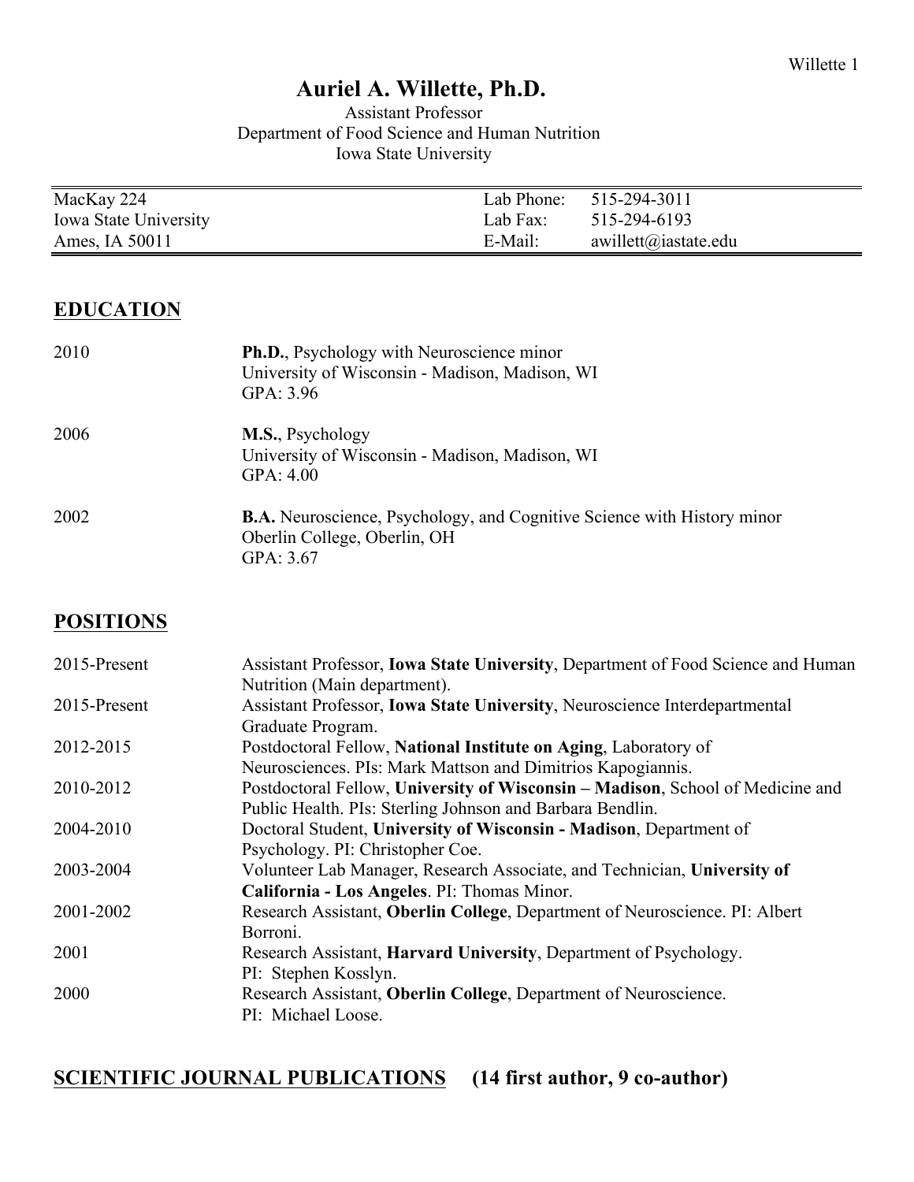# Auriel A. Willette, Ph.D.

Assistant Professor
Department of Food Science and Human Nutrition
Iowa State University

| | | |
|---|---|---|
| MacKay 224 | Lab Phone: | 515-294-3011 |
| Iowa State University | Lab Fax: | 515-294-6193 |
| Ames, IA 50011 | E-Mail: | awillett@iastate.edu |

## EDUCATION

| | |
|---|---|
| 2010 | **Ph.D.**, Psychology with Neuroscience minor<br>University of Wisconsin - Madison, Madison, WI<br>GPA: 3.96 |
| 2006 | **M.S.**, Psychology<br>University of Wisconsin - Madison, Madison, WI<br>GPA: 4.00 |
| 2002 | **B.A.** Neuroscience, Psychology, and Cognitive Science with History minor<br>Oberlin College, Oberlin, OH<br>GPA: 3.67 |

## POSITIONS

| | |
|---|---|
| 2015-Present | Assistant Professor, **Iowa State University**, Department of Food Science and Human Nutrition (Main department). |
| 2015-Present | Assistant Professor, **Iowa State University**, Neuroscience Interdepartmental Graduate Program. |
| 2012-2015 | Postdoctoral Fellow, **National Institute on Aging**, Laboratory of Neurosciences. PIs: Mark Mattson and Dimitrios Kapogiannis. |
| 2010-2012 | Postdoctoral Fellow, **University of Wisconsin – Madison**, School of Medicine and Public Health. PIs: Sterling Johnson and Barbara Bendlin. |
| 2004-2010 | Doctoral Student, **University of Wisconsin - Madison**, Department of Psychology. PI: Christopher Coe. |
| 2003-2004 | Volunteer Lab Manager, Research Associate, and Technician, **University of California - Los Angeles**. PI: Thomas Minor. |
| 2001-2002 | Research Assistant, **Oberlin College**, Department of Neuroscience. PI: Albert Borroni. |
| 2001 | Research Assistant, **Harvard University**, Department of Psychology. PI: Stephen Kosslyn. |
| 2000 | Research Assistant, **Oberlin College**, Department of Neuroscience. PI: Michael Loose. |

## SCIENTIFIC JOURNAL PUBLICATIONS (14 first author, 9 co-author)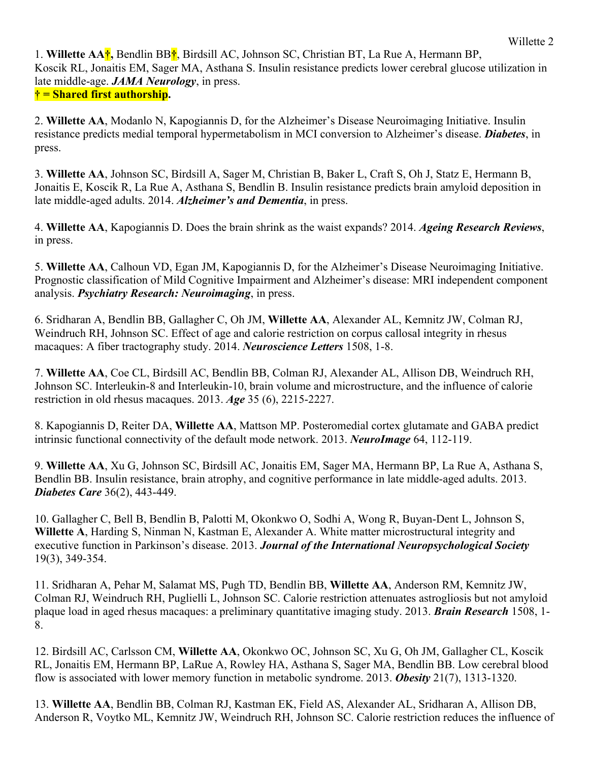1. **Willette AA†,** Bendlin BB†, Birdsill AC, Johnson SC, Christian BT, La Rue A, Hermann BP, Koscik RL, Jonaitis EM, Sager MA, Asthana S. Insulin resistance predicts lower cerebral glucose utilization in late middle-age. ***JAMA Neurology***, in press.
**† = Shared first authorship.**

2. **Willette AA**, Modanlo N, Kapogiannis D, for the Alzheimer's Disease Neuroimaging Initiative. Insulin resistance predicts medial temporal hypermetabolism in MCI conversion to Alzheimer's disease. ***Diabetes***, in press.

3. **Willette AA**, Johnson SC, Birdsill A, Sager M, Christian B, Baker L, Craft S, Oh J, Statz E, Hermann B, Jonaitis E, Koscik R, La Rue A, Asthana S, Bendlin B. Insulin resistance predicts brain amyloid deposition in late middle-aged adults. 2014. ***Alzheimer's and Dementia***, in press.

4. **Willette AA**, Kapogiannis D. Does the brain shrink as the waist expands? 2014. ***Ageing Research Reviews***, in press.

5. **Willette AA**, Calhoun VD, Egan JM, Kapogiannis D, for the Alzheimer's Disease Neuroimaging Initiative. Prognostic classification of Mild Cognitive Impairment and Alzheimer's disease: MRI independent component analysis. ***Psychiatry Research: Neuroimaging***, in press.

6. Sridharan A, Bendlin BB, Gallagher C, Oh JM, **Willette AA**, Alexander AL, Kemnitz JW, Colman RJ, Weindruch RH, Johnson SC. Effect of age and calorie restriction on corpus callosal integrity in rhesus macaques: A fiber tractography study. 2014. ***Neuroscience Letters*** 1508, 1-8.

7. **Willette AA**, Coe CL, Birdsill AC, Bendlin BB, Colman RJ, Alexander AL, Allison DB, Weindruch RH, Johnson SC. Interleukin-8 and Interleukin-10, brain volume and microstructure, and the influence of calorie restriction in old rhesus macaques. 2013. ***Age*** 35 (6), 2215-2227.

8. Kapogiannis D, Reiter DA, **Willette AA**, Mattson MP. Posteromedial cortex glutamate and GABA predict intrinsic functional connectivity of the default mode network. 2013. ***NeuroImage*** 64, 112-119.

9. **Willette AA**, Xu G, Johnson SC, Birdsill AC, Jonaitis EM, Sager MA, Hermann BP, La Rue A, Asthana S, Bendlin BB. Insulin resistance, brain atrophy, and cognitive performance in late middle-aged adults. 2013. ***Diabetes Care*** 36(2), 443-449.

10. Gallagher C, Bell B, Bendlin B, Palotti M, Okonkwo O, Sodhi A, Wong R, Buyan-Dent L, Johnson S, **Willette A**, Harding S, Ninman N, Kastman E, Alexander A. White matter microstructural integrity and executive function in Parkinson's disease. 2013. ***Journal of the International Neuropsychological Society*** 19(3), 349-354.

11. Sridharan A, Pehar M, Salamat MS, Pugh TD, Bendlin BB, **Willette AA**, Anderson RM, Kemnitz JW, Colman RJ, Weindruch RH, Puglielli L, Johnson SC. Calorie restriction attenuates astrogliosis but not amyloid plaque load in aged rhesus macaques: a preliminary quantitative imaging study. 2013. ***Brain Research*** 1508, 1-8.

12. Birdsill AC, Carlsson CM, **Willette AA**, Okonkwo OC, Johnson SC, Xu G, Oh JM, Gallagher CL, Koscik RL, Jonaitis EM, Hermann BP, LaRue A, Rowley HA, Asthana S, Sager MA, Bendlin BB. Low cerebral blood flow is associated with lower memory function in metabolic syndrome. 2013. ***Obesity*** 21(7), 1313-1320.

13. **Willette AA**, Bendlin BB, Colman RJ, Kastman EK, Field AS, Alexander AL, Sridharan A, Allison DB, Anderson R, Voytko ML, Kemnitz JW, Weindruch RH, Johnson SC. Calorie restriction reduces the influence of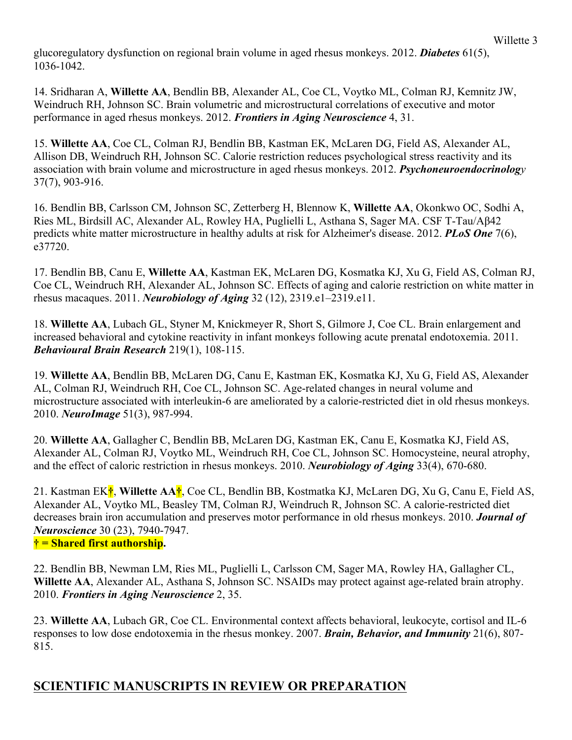glucoregulatory dysfunction on regional brain volume in aged rhesus monkeys. 2012. ***Diabetes*** 61(5), 1036-1042.

14. Sridharan A, **Willette AA**, Bendlin BB, Alexander AL, Coe CL, Voytko ML, Colman RJ, Kemnitz JW, Weindruch RH, Johnson SC. Brain volumetric and microstructural correlations of executive and motor performance in aged rhesus monkeys. 2012. ***Frontiers in Aging Neuroscience*** 4, 31.

15. **Willette AA**, Coe CL, Colman RJ, Bendlin BB, Kastman EK, McLaren DG, Field AS, Alexander AL, Allison DB, Weindruch RH, Johnson SC. Calorie restriction reduces psychological stress reactivity and its association with brain volume and microstructure in aged rhesus monkeys. 2012. ***Psychoneuroendocrinology*** 37(7), 903-916.

16. Bendlin BB, Carlsson CM, Johnson SC, Zetterberg H, Blennow K, **Willette AA**, Okonkwo OC, Sodhi A, Ries ML, Birdsill AC, Alexander AL, Rowley HA, Puglielli L, Asthana S, Sager MA. CSF T-Tau/Aβ42 predicts white matter microstructure in healthy adults at risk for Alzheimer's disease. 2012. ***PLoS One*** 7(6), e37720.

17. Bendlin BB, Canu E, **Willette AA**, Kastman EK, McLaren DG, Kosmatka KJ, Xu G, Field AS, Colman RJ, Coe CL, Weindruch RH, Alexander AL, Johnson SC. Effects of aging and calorie restriction on white matter in rhesus macaques. 2011. ***Neurobiology of Aging*** 32 (12), 2319.e1–2319.e11.

18. **Willette AA**, Lubach GL, Styner M, Knickmeyer R, Short S, Gilmore J, Coe CL. Brain enlargement and increased behavioral and cytokine reactivity in infant monkeys following acute prenatal endotoxemia. 2011. ***Behavioural Brain Research*** 219(1), 108-115.

19. **Willette AA**, Bendlin BB, McLaren DG, Canu E, Kastman EK, Kosmatka KJ, Xu G, Field AS, Alexander AL, Colman RJ, Weindruch RH, Coe CL, Johnson SC. Age-related changes in neural volume and microstructure associated with interleukin-6 are ameliorated by a calorie-restricted diet in old rhesus monkeys. 2010. ***NeuroImage*** 51(3), 987-994.

20. **Willette AA**, Gallagher C, Bendlin BB, McLaren DG, Kastman EK, Canu E, Kosmatka KJ, Field AS, Alexander AL, Colman RJ, Voytko ML, Weindruch RH, Coe CL, Johnson SC. Homocysteine, neural atrophy, and the effect of caloric restriction in rhesus monkeys. 2010. ***Neurobiology of Aging*** 33(4), 670-680.

21. Kastman EK†, **Willette AA**†, Coe CL, Bendlin BB, Kostmatka KJ, McLaren DG, Xu G, Canu E, Field AS, Alexander AL, Voytko ML, Beasley TM, Colman RJ, Weindruch R, Johnson SC. A calorie-restricted diet decreases brain iron accumulation and preserves motor performance in old rhesus monkeys. 2010. ***Journal of Neuroscience*** 30 (23), 7940-7947.
**† = Shared first authorship.**

22. Bendlin BB, Newman LM, Ries ML, Puglielli L, Carlsson CM, Sager MA, Rowley HA, Gallagher CL, **Willette AA**, Alexander AL, Asthana S, Johnson SC. NSAIDs may protect against age-related brain atrophy. 2010. ***Frontiers in Aging Neuroscience*** 2, 35.

23. **Willette AA**, Lubach GR, Coe CL. Environmental context affects behavioral, leukocyte, cortisol and IL-6 responses to low dose endotoxemia in the rhesus monkey. 2007. ***Brain, Behavior, and Immunity*** 21(6), 807-815.

## SCIENTIFIC MANUSCRIPTS IN REVIEW OR PREPARATION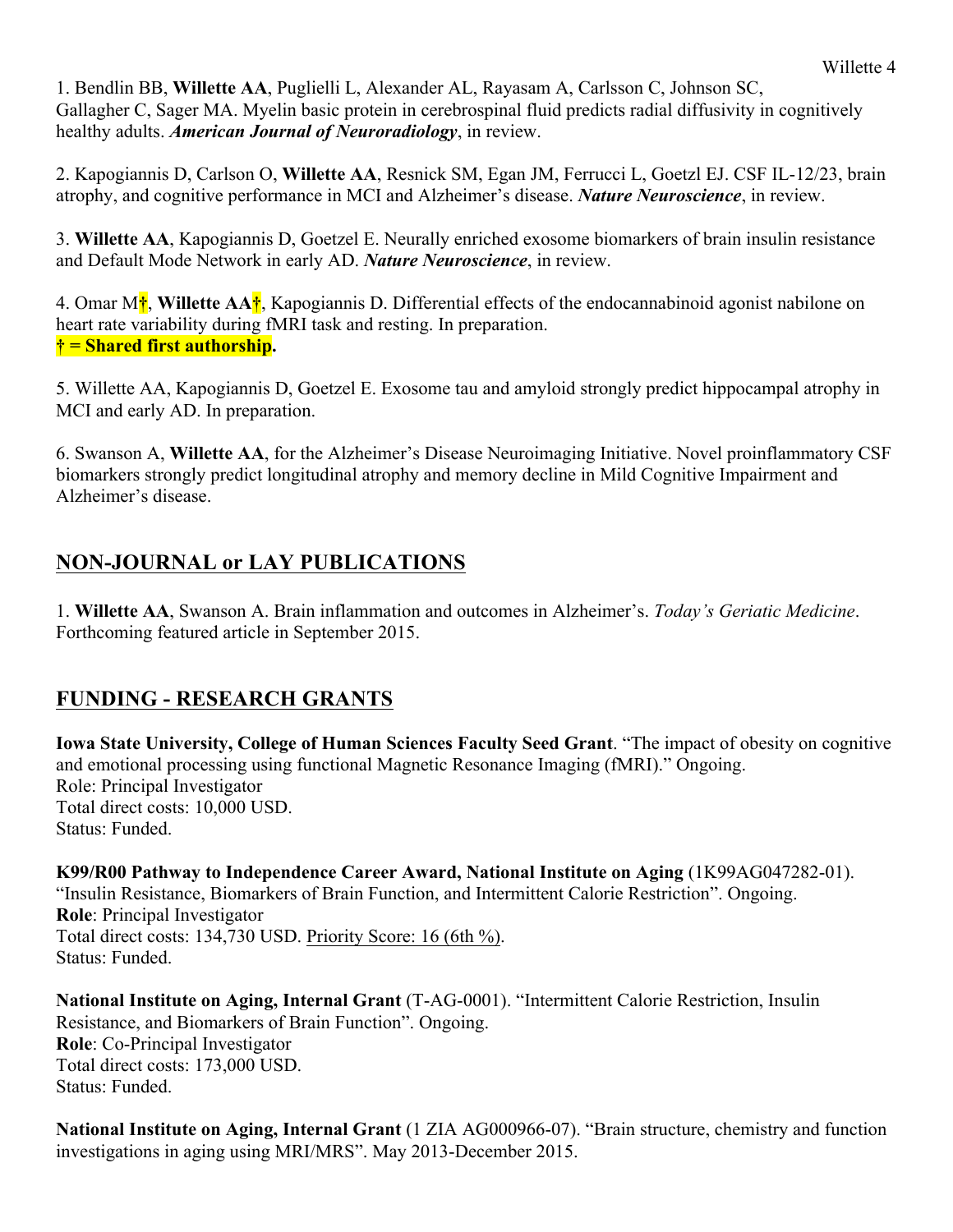1. Bendlin BB, **Willette AA**, Puglielli L, Alexander AL, Rayasam A, Carlsson C, Johnson SC, Gallagher C, Sager MA. Myelin basic protein in cerebrospinal fluid predicts radial diffusivity in cognitively healthy adults. ***American Journal of Neuroradiology***, in review.

2. Kapogiannis D, Carlson O, **Willette AA**, Resnick SM, Egan JM, Ferrucci L, Goetzl EJ. CSF IL-12/23, brain atrophy, and cognitive performance in MCI and Alzheimer's disease. ***Nature Neuroscience***, in review.

3. **Willette AA**, Kapogiannis D, Goetzel E. Neurally enriched exosome biomarkers of brain insulin resistance and Default Mode Network in early AD. ***Nature Neuroscience***, in review.

4. Omar M†, **Willette AA**†, Kapogiannis D. Differential effects of the endocannabinoid agonist nabilone on heart rate variability during fMRI task and resting. In preparation.
**† = Shared first authorship.**

5. Willette AA, Kapogiannis D, Goetzel E. Exosome tau and amyloid strongly predict hippocampal atrophy in MCI and early AD. In preparation.

6. Swanson A, **Willette AA**, for the Alzheimer's Disease Neuroimaging Initiative. Novel proinflammatory CSF biomarkers strongly predict longitudinal atrophy and memory decline in Mild Cognitive Impairment and Alzheimer's disease.

## NON-JOURNAL or LAY PUBLICATIONS

1. **Willette AA**, Swanson A. Brain inflammation and outcomes in Alzheimer's. *Today's Geriatic Medicine*. Forthcoming featured article in September 2015.

## FUNDING - RESEARCH GRANTS

**Iowa State University, College of Human Sciences Faculty Seed Grant**. "The impact of obesity on cognitive and emotional processing using functional Magnetic Resonance Imaging (fMRI)." Ongoing.
Role: Principal Investigator
Total direct costs: 10,000 USD.
Status: Funded.

**K99/R00 Pathway to Independence Career Award, National Institute on Aging** (1K99AG047282-01). "Insulin Resistance, Biomarkers of Brain Function, and Intermittent Calorie Restriction". Ongoing.
**Role**: Principal Investigator
Total direct costs: 134,730 USD. <u>Priority Score: 16 (6th %)</u>.
Status: Funded.

**National Institute on Aging, Internal Grant** (T-AG-0001). "Intermittent Calorie Restriction, Insulin Resistance, and Biomarkers of Brain Function". Ongoing.
**Role**: Co-Principal Investigator
Total direct costs: 173,000 USD.
Status: Funded.

**National Institute on Aging, Internal Grant** (1 ZIA AG000966-07). "Brain structure, chemistry and function investigations in aging using MRI/MRS". May 2013-December 2015.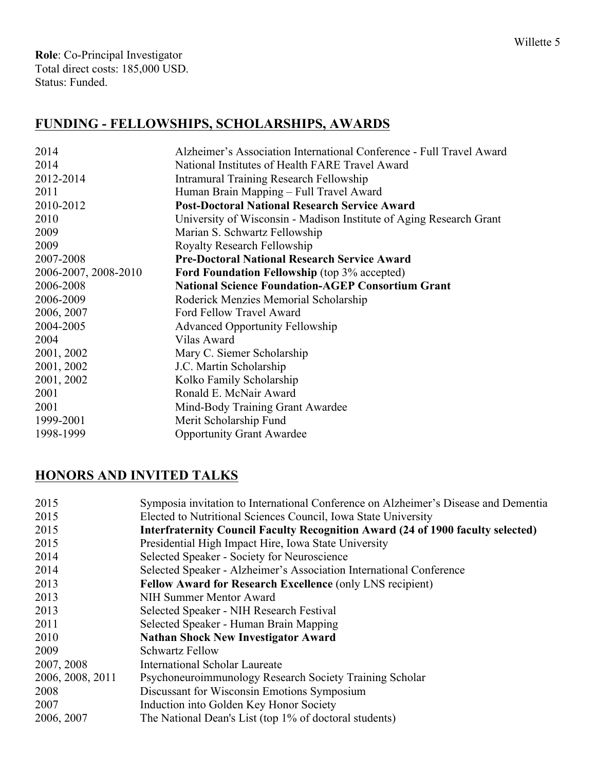**Role**: Co-Principal Investigator
Total direct costs: 185,000 USD.
Status: Funded.

## FUNDING - FELLOWSHIPS, SCHOLARSHIPS, AWARDS

| | |
|---|---|
| 2014 | Alzheimer's Association International Conference - Full Travel Award |
| 2014 | National Institutes of Health FARE Travel Award |
| 2012-2014 | Intramural Training Research Fellowship |
| 2011 | Human Brain Mapping – Full Travel Award |
| 2010-2012 | **Post-Doctoral National Research Service Award** |
| 2010 | University of Wisconsin - Madison Institute of Aging Research Grant |
| 2009 | Marian S. Schwartz Fellowship |
| 2009 | Royalty Research Fellowship |
| 2007-2008 | **Pre-Doctoral National Research Service Award** |
| 2006-2007, 2008-2010 | **Ford Foundation Fellowship** (top 3% accepted) |
| 2006-2008 | **National Science Foundation-AGEP Consortium Grant** |
| 2006-2009 | Roderick Menzies Memorial Scholarship |
| 2006, 2007 | Ford Fellow Travel Award |
| 2004-2005 | Advanced Opportunity Fellowship |
| 2004 | Vilas Award |
| 2001, 2002 | Mary C. Siemer Scholarship |
| 2001, 2002 | J.C. Martin Scholarship |
| 2001, 2002 | Kolko Family Scholarship |
| 2001 | Ronald E. McNair Award |
| 2001 | Mind-Body Training Grant Awardee |
| 1999-2001 | Merit Scholarship Fund |
| 1998-1999 | Opportunity Grant Awardee |

## HONORS AND INVITED TALKS

| | |
|---|---|
| 2015 | Symposia invitation to International Conference on Alzheimer's Disease and Dementia |
| 2015 | Elected to Nutritional Sciences Council, Iowa State University |
| 2015 | **Interfraternity Council Faculty Recognition Award (24 of 1900 faculty selected)** |
| 2015 | Presidential High Impact Hire, Iowa State University |
| 2014 | Selected Speaker - Society for Neuroscience |
| 2014 | Selected Speaker - Alzheimer's Association International Conference |
| 2013 | **Fellow Award for Research Excellence** (only LNS recipient) |
| 2013 | NIH Summer Mentor Award |
| 2013 | Selected Speaker - NIH Research Festival |
| 2011 | Selected Speaker - Human Brain Mapping |
| 2010 | **Nathan Shock New Investigator Award** |
| 2009 | Schwartz Fellow |
| 2007, 2008 | International Scholar Laureate |
| 2006, 2008, 2011 | Psychoneuroimmunology Research Society Training Scholar |
| 2008 | Discussant for Wisconsin Emotions Symposium |
| 2007 | Induction into Golden Key Honor Society |
| 2006, 2007 | The National Dean's List (top 1% of doctoral students) |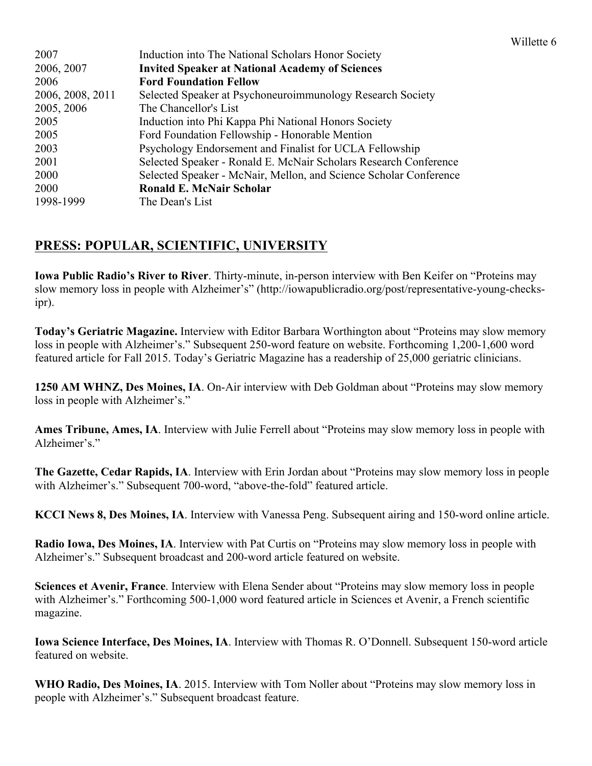| | |
|---|---|
| 2007 | Induction into The National Scholars Honor Society |
| 2006, 2007 | **Invited Speaker at National Academy of Sciences** |
| 2006 | **Ford Foundation Fellow** |
| 2006, 2008, 2011 | Selected Speaker at Psychoneuroimmunology Research Society |
| 2005, 2006 | The Chancellor's List |
| 2005 | Induction into Phi Kappa Phi National Honors Society |
| 2005 | Ford Foundation Fellowship - Honorable Mention |
| 2003 | Psychology Endorsement and Finalist for UCLA Fellowship |
| 2001 | Selected Speaker - Ronald E. McNair Scholars Research Conference |
| 2000 | Selected Speaker - McNair, Mellon, and Science Scholar Conference |
| 2000 | **Ronald E. McNair Scholar** |
| 1998-1999 | The Dean's List |

## PRESS: POPULAR, SCIENTIFIC, UNIVERSITY

**Iowa Public Radio's River to River**. Thirty-minute, in-person interview with Ben Keifer on "Proteins may slow memory loss in people with Alzheimer's" (http://iowapublicradio.org/post/representative-young-checks-ipr).

**Today's Geriatric Magazine.** Interview with Editor Barbara Worthington about "Proteins may slow memory loss in people with Alzheimer's." Subsequent 250-word feature on website. Forthcoming 1,200-1,600 word featured article for Fall 2015. Today's Geriatric Magazine has a readership of 25,000 geriatric clinicians.

**1250 AM WHNZ, Des Moines, IA**. On-Air interview with Deb Goldman about "Proteins may slow memory loss in people with Alzheimer's."

**Ames Tribune, Ames, IA**. Interview with Julie Ferrell about "Proteins may slow memory loss in people with Alzheimer's."

**The Gazette, Cedar Rapids, IA**. Interview with Erin Jordan about "Proteins may slow memory loss in people with Alzheimer's." Subsequent 700-word, "above-the-fold" featured article.

**KCCI News 8, Des Moines, IA**. Interview with Vanessa Peng. Subsequent airing and 150-word online article.

**Radio Iowa, Des Moines, IA**. Interview with Pat Curtis on "Proteins may slow memory loss in people with Alzheimer's." Subsequent broadcast and 200-word article featured on website.

**Sciences et Avenir, France**. Interview with Elena Sender about "Proteins may slow memory loss in people with Alzheimer's." Forthcoming 500-1,000 word featured article in Sciences et Avenir, a French scientific magazine.

**Iowa Science Interface, Des Moines, IA**. Interview with Thomas R. O'Donnell. Subsequent 150-word article featured on website.

**WHO Radio, Des Moines, IA**. 2015. Interview with Tom Noller about "Proteins may slow memory loss in people with Alzheimer's." Subsequent broadcast feature.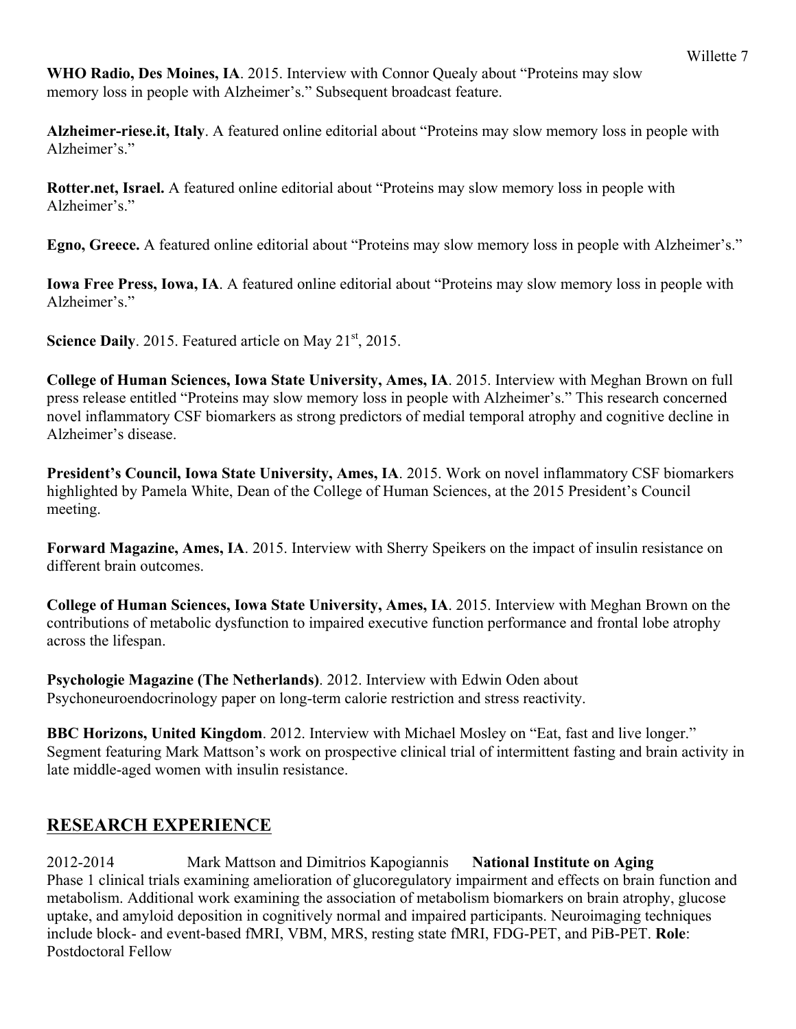**WHO Radio, Des Moines, IA**. 2015. Interview with Connor Quealy about "Proteins may slow memory loss in people with Alzheimer's." Subsequent broadcast feature.

**Alzheimer-riese.it, Italy**. A featured online editorial about "Proteins may slow memory loss in people with Alzheimer's."

**Rotter.net, Israel.** A featured online editorial about "Proteins may slow memory loss in people with Alzheimer's."

**Egno, Greece.** A featured online editorial about "Proteins may slow memory loss in people with Alzheimer's."

**Iowa Free Press, Iowa, IA**. A featured online editorial about "Proteins may slow memory loss in people with Alzheimer's."

**Science Daily**. 2015. Featured article on May 21st, 2015.

**College of Human Sciences, Iowa State University, Ames, IA**. 2015. Interview with Meghan Brown on full press release entitled "Proteins may slow memory loss in people with Alzheimer's." This research concerned novel inflammatory CSF biomarkers as strong predictors of medial temporal atrophy and cognitive decline in Alzheimer's disease.

**President's Council, Iowa State University, Ames, IA**. 2015. Work on novel inflammatory CSF biomarkers highlighted by Pamela White, Dean of the College of Human Sciences, at the 2015 President's Council meeting.

**Forward Magazine, Ames, IA**. 2015. Interview with Sherry Speikers on the impact of insulin resistance on different brain outcomes.

**College of Human Sciences, Iowa State University, Ames, IA**. 2015. Interview with Meghan Brown on the contributions of metabolic dysfunction to impaired executive function performance and frontal lobe atrophy across the lifespan.

**Psychologie Magazine (The Netherlands)**. 2012. Interview with Edwin Oden about Psychoneuroendocrinology paper on long-term calorie restriction and stress reactivity.

**BBC Horizons, United Kingdom**. 2012. Interview with Michael Mosley on "Eat, fast and live longer." Segment featuring Mark Mattson's work on prospective clinical trial of intermittent fasting and brain activity in late middle-aged women with insulin resistance.

## RESEARCH EXPERIENCE

2012-2014 Mark Mattson and Dimitrios Kapogiannis **National Institute on Aging**
Phase 1 clinical trials examining amelioration of glucoregulatory impairment and effects on brain function and metabolism. Additional work examining the association of metabolism biomarkers on brain atrophy, glucose uptake, and amyloid deposition in cognitively normal and impaired participants. Neuroimaging techniques include block- and event-based fMRI, VBM, MRS, resting state fMRI, FDG-PET, and PiB-PET. **Role**: Postdoctoral Fellow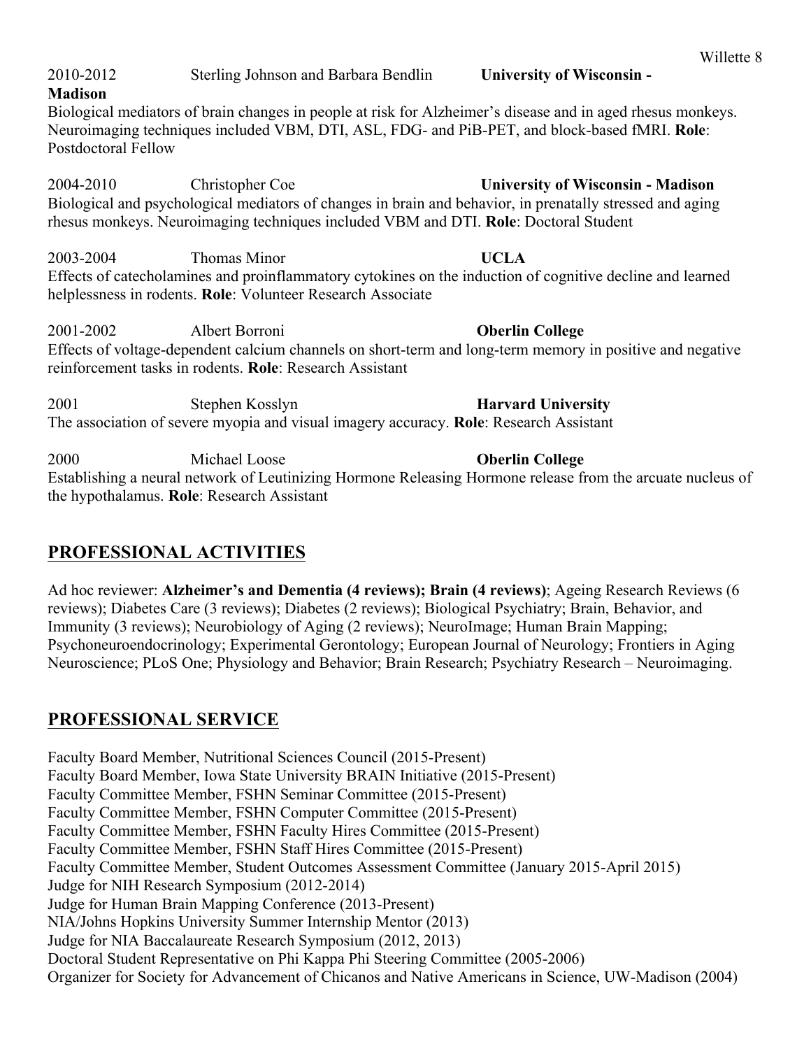2010-2012 Sterling Johnson and Barbara Bendlin **University of Wisconsin - Madison**
Biological mediators of brain changes in people at risk for Alzheimer's disease and in aged rhesus monkeys. Neuroimaging techniques included VBM, DTI, ASL, FDG- and PiB-PET, and block-based fMRI. **Role**: Postdoctoral Fellow

2004-2010 Christopher Coe **University of Wisconsin - Madison**
Biological and psychological mediators of changes in brain and behavior, in prenatally stressed and aging rhesus monkeys. Neuroimaging techniques included VBM and DTI. **Role**: Doctoral Student

2003-2004 Thomas Minor **UCLA**
Effects of catecholamines and proinflammatory cytokines on the induction of cognitive decline and learned helplessness in rodents. **Role**: Volunteer Research Associate

2001-2002 Albert Borroni **Oberlin College**
Effects of voltage-dependent calcium channels on short-term and long-term memory in positive and negative reinforcement tasks in rodents. **Role**: Research Assistant

2001 Stephen Kosslyn **Harvard University**
The association of severe myopia and visual imagery accuracy. **Role**: Research Assistant

2000 Michael Loose **Oberlin College**
Establishing a neural network of Leutinizing Hormone Releasing Hormone release from the arcuate nucleus of the hypothalamus. **Role**: Research Assistant

## PROFESSIONAL ACTIVITIES

Ad hoc reviewer: **Alzheimer's and Dementia (4 reviews); Brain (4 reviews)**; Ageing Research Reviews (6 reviews); Diabetes Care (3 reviews); Diabetes (2 reviews); Biological Psychiatry; Brain, Behavior, and Immunity (3 reviews); Neurobiology of Aging (2 reviews); NeuroImage; Human Brain Mapping; Psychoneuroendocrinology; Experimental Gerontology; European Journal of Neurology; Frontiers in Aging Neuroscience; PLoS One; Physiology and Behavior; Brain Research; Psychiatry Research – Neuroimaging.

## PROFESSIONAL SERVICE

Faculty Board Member, Nutritional Sciences Council (2015-Present)
Faculty Board Member, Iowa State University BRAIN Initiative (2015-Present)
Faculty Committee Member, FSHN Seminar Committee (2015-Present)
Faculty Committee Member, FSHN Computer Committee (2015-Present)
Faculty Committee Member, FSHN Faculty Hires Committee (2015-Present)
Faculty Committee Member, FSHN Staff Hires Committee (2015-Present)
Faculty Committee Member, Student Outcomes Assessment Committee (January 2015-April 2015)
Judge for NIH Research Symposium (2012-2014)
Judge for Human Brain Mapping Conference (2013-Present)
NIA/Johns Hopkins University Summer Internship Mentor (2013)
Judge for NIA Baccalaureate Research Symposium (2012, 2013)
Doctoral Student Representative on Phi Kappa Phi Steering Committee (2005-2006)
Organizer for Society for Advancement of Chicanos and Native Americans in Science, UW-Madison (2004)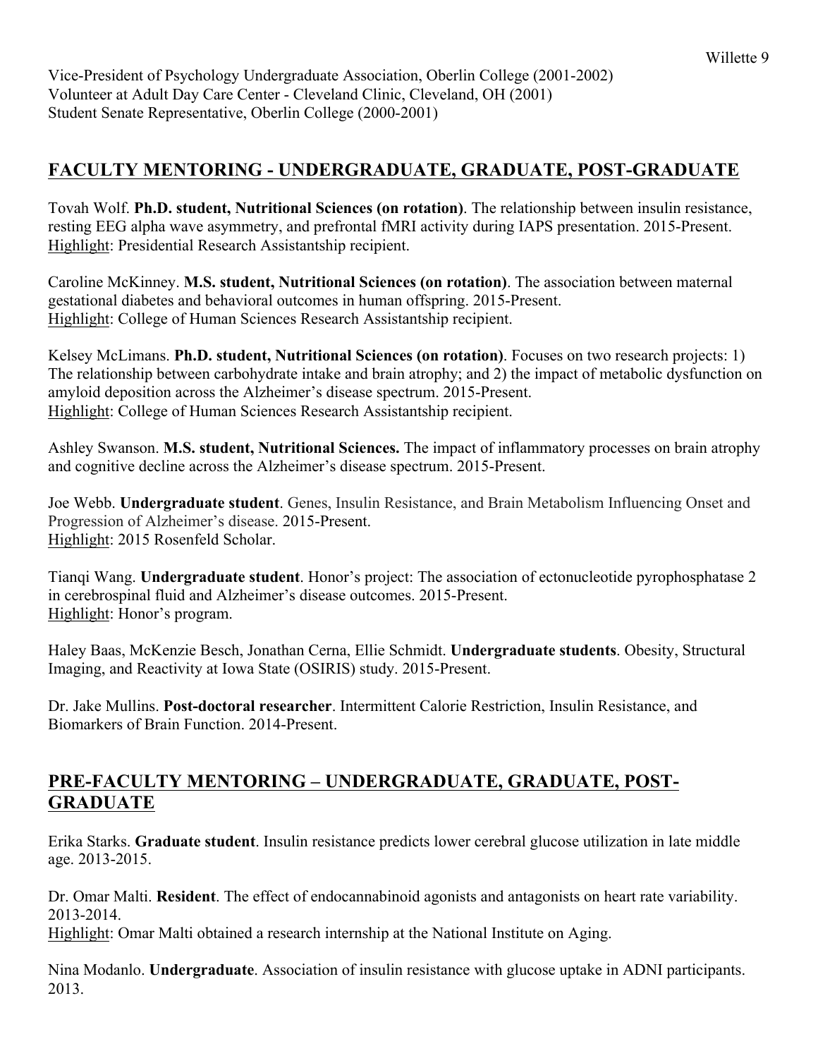Vice-President of Psychology Undergraduate Association, Oberlin College (2001-2002)
Volunteer at Adult Day Care Center - Cleveland Clinic, Cleveland, OH (2001)
Student Senate Representative, Oberlin College (2000-2001)

## FACULTY MENTORING - UNDERGRADUATE, GRADUATE, POST-GRADUATE

Tovah Wolf. **Ph.D. student, Nutritional Sciences (on rotation)**. The relationship between insulin resistance, resting EEG alpha wave asymmetry, and prefrontal fMRI activity during IAPS presentation. 2015-Present.
Highlight: Presidential Research Assistantship recipient.

Caroline McKinney. **M.S. student, Nutritional Sciences (on rotation)**. The association between maternal gestational diabetes and behavioral outcomes in human offspring. 2015-Present.
Highlight: College of Human Sciences Research Assistantship recipient.

Kelsey McLimans. **Ph.D. student, Nutritional Sciences (on rotation)**. Focuses on two research projects: 1) The relationship between carbohydrate intake and brain atrophy; and 2) the impact of metabolic dysfunction on amyloid deposition across the Alzheimer's disease spectrum. 2015-Present.
Highlight: College of Human Sciences Research Assistantship recipient.

Ashley Swanson. **M.S. student, Nutritional Sciences.** The impact of inflammatory processes on brain atrophy and cognitive decline across the Alzheimer's disease spectrum. 2015-Present.

Joe Webb. **Undergraduate student**. Genes, Insulin Resistance, and Brain Metabolism Influencing Onset and Progression of Alzheimer's disease. 2015-Present.
Highlight: 2015 Rosenfeld Scholar.

Tianqi Wang. **Undergraduate student**. Honor's project: The association of ectonucleotide pyrophosphatase 2 in cerebrospinal fluid and Alzheimer's disease outcomes. 2015-Present.
Highlight: Honor's program.

Haley Baas, McKenzie Besch, Jonathan Cerna, Ellie Schmidt. **Undergraduate students**. Obesity, Structural Imaging, and Reactivity at Iowa State (OSIRIS) study. 2015-Present.

Dr. Jake Mullins. **Post-doctoral researcher**. Intermittent Calorie Restriction, Insulin Resistance, and Biomarkers of Brain Function. 2014-Present.

## PRE-FACULTY MENTORING – UNDERGRADUATE, GRADUATE, POST-GRADUATE

Erika Starks. **Graduate student**. Insulin resistance predicts lower cerebral glucose utilization in late middle age. 2013-2015.

Dr. Omar Malti. **Resident**. The effect of endocannabinoid agonists and antagonists on heart rate variability. 2013-2014.
Highlight: Omar Malti obtained a research internship at the National Institute on Aging.

Nina Modanlo. **Undergraduate**. Association of insulin resistance with glucose uptake in ADNI participants. 2013.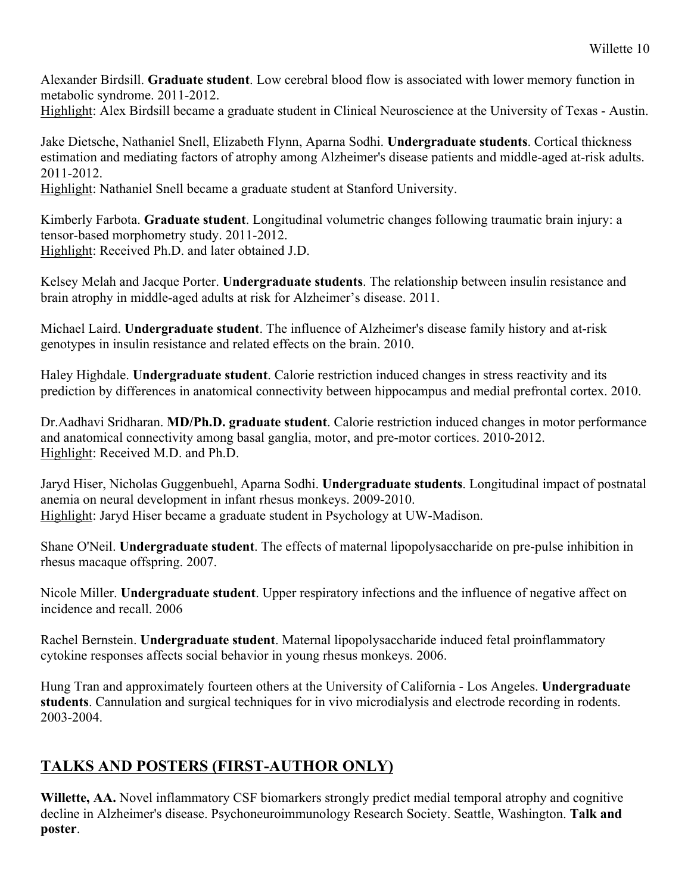Alexander Birdsill. **Graduate student**. Low cerebral blood flow is associated with lower memory function in metabolic syndrome. 2011-2012.
<u>Highlight</u>: Alex Birdsill became a graduate student in Clinical Neuroscience at the University of Texas - Austin.

Jake Dietsche, Nathaniel Snell, Elizabeth Flynn, Aparna Sodhi. **Undergraduate students**. Cortical thickness estimation and mediating factors of atrophy among Alzheimer's disease patients and middle-aged at-risk adults. 2011-2012.
<u>Highlight</u>: Nathaniel Snell became a graduate student at Stanford University.

Kimberly Farbota. **Graduate student**. Longitudinal volumetric changes following traumatic brain injury: a tensor-based morphometry study. 2011-2012.
<u>Highlight</u>: Received Ph.D. and later obtained J.D.

Kelsey Melah and Jacque Porter. **Undergraduate students**. The relationship between insulin resistance and brain atrophy in middle-aged adults at risk for Alzheimer's disease. 2011.

Michael Laird. **Undergraduate student**. The influence of Alzheimer's disease family history and at-risk genotypes in insulin resistance and related effects on the brain. 2010.

Haley Highdale. **Undergraduate student**. Calorie restriction induced changes in stress reactivity and its prediction by differences in anatomical connectivity between hippocampus and medial prefrontal cortex. 2010.

Dr.Aadhavi Sridharan. **MD/Ph.D. graduate student**. Calorie restriction induced changes in motor performance and anatomical connectivity among basal ganglia, motor, and pre-motor cortices. 2010-2012.
<u>Highlight</u>: Received M.D. and Ph.D.

Jaryd Hiser, Nicholas Guggenbuehl, Aparna Sodhi. **Undergraduate students**. Longitudinal impact of postnatal anemia on neural development in infant rhesus monkeys. 2009-2010.
<u>Highlight</u>: Jaryd Hiser became a graduate student in Psychology at UW-Madison.

Shane O'Neil. **Undergraduate student**. The effects of maternal lipopolysaccharide on pre-pulse inhibition in rhesus macaque offspring. 2007.

Nicole Miller. **Undergraduate student**. Upper respiratory infections and the influence of negative affect on incidence and recall. 2006

Rachel Bernstein. **Undergraduate student**. Maternal lipopolysaccharide induced fetal proinflammatory cytokine responses affects social behavior in young rhesus monkeys. 2006.

Hung Tran and approximately fourteen others at the University of California - Los Angeles. **Undergraduate students**. Cannulation and surgical techniques for in vivo microdialysis and electrode recording in rodents. 2003-2004.

## TALKS AND POSTERS (FIRST-AUTHOR ONLY)

**Willette, AA.** Novel inflammatory CSF biomarkers strongly predict medial temporal atrophy and cognitive decline in Alzheimer's disease. Psychoneuroimmunology Research Society. Seattle, Washington. **Talk and poster**.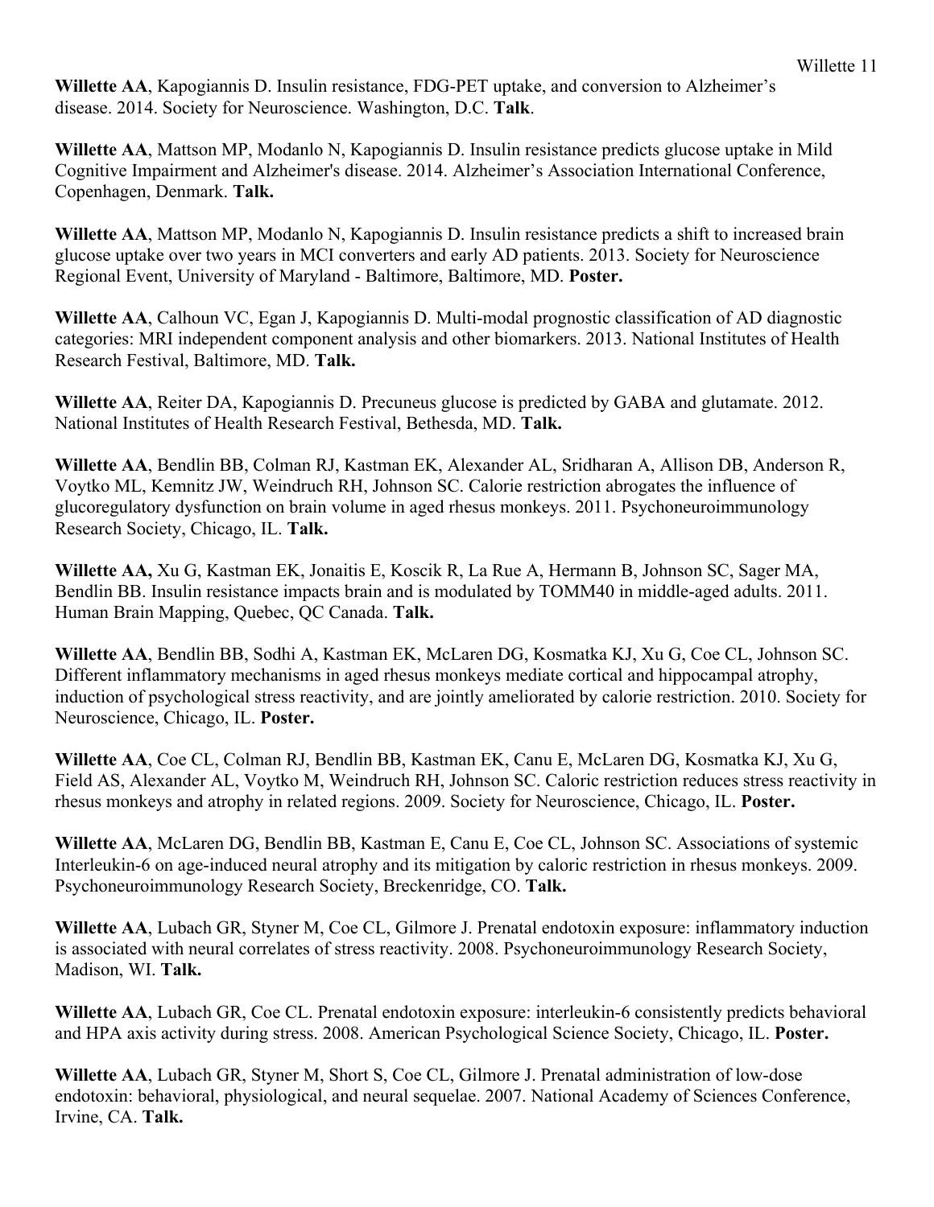**Willette AA**, Kapogiannis D. Insulin resistance, FDG-PET uptake, and conversion to Alzheimer's disease. 2014. Society for Neuroscience. Washington, D.C. **Talk**.

**Willette AA**, Mattson MP, Modanlo N, Kapogiannis D. Insulin resistance predicts glucose uptake in Mild Cognitive Impairment and Alzheimer's disease. 2014. Alzheimer's Association International Conference, Copenhagen, Denmark. **Talk.**

**Willette AA**, Mattson MP, Modanlo N, Kapogiannis D. Insulin resistance predicts a shift to increased brain glucose uptake over two years in MCI converters and early AD patients. 2013. Society for Neuroscience Regional Event, University of Maryland - Baltimore, Baltimore, MD. **Poster.**

**Willette AA**, Calhoun VC, Egan J, Kapogiannis D. Multi-modal prognostic classification of AD diagnostic categories: MRI independent component analysis and other biomarkers. 2013. National Institutes of Health Research Festival, Baltimore, MD. **Talk.**

**Willette AA**, Reiter DA, Kapogiannis D. Precuneus glucose is predicted by GABA and glutamate. 2012. National Institutes of Health Research Festival, Bethesda, MD. **Talk.**

**Willette AA**, Bendlin BB, Colman RJ, Kastman EK, Alexander AL, Sridharan A, Allison DB, Anderson R, Voytko ML, Kemnitz JW, Weindruch RH, Johnson SC. Calorie restriction abrogates the influence of glucoregulatory dysfunction on brain volume in aged rhesus monkeys. 2011. Psychoneuroimmunology Research Society, Chicago, IL. **Talk.**

**Willette AA,** Xu G, Kastman EK, Jonaitis E, Koscik R, La Rue A, Hermann B, Johnson SC, Sager MA, Bendlin BB. Insulin resistance impacts brain and is modulated by TOMM40 in middle-aged adults. 2011. Human Brain Mapping, Quebec, QC Canada. **Talk.**

**Willette AA**, Bendlin BB, Sodhi A, Kastman EK, McLaren DG, Kosmatka KJ, Xu G, Coe CL, Johnson SC. Different inflammatory mechanisms in aged rhesus monkeys mediate cortical and hippocampal atrophy, induction of psychological stress reactivity, and are jointly ameliorated by calorie restriction. 2010. Society for Neuroscience, Chicago, IL. **Poster.**

**Willette AA**, Coe CL, Colman RJ, Bendlin BB, Kastman EK, Canu E, McLaren DG, Kosmatka KJ, Xu G, Field AS, Alexander AL, Voytko M, Weindruch RH, Johnson SC. Caloric restriction reduces stress reactivity in rhesus monkeys and atrophy in related regions. 2009. Society for Neuroscience, Chicago, IL. **Poster.**

**Willette AA**, McLaren DG, Bendlin BB, Kastman E, Canu E, Coe CL, Johnson SC. Associations of systemic Interleukin-6 on age-induced neural atrophy and its mitigation by caloric restriction in rhesus monkeys. 2009. Psychoneuroimmunology Research Society, Breckenridge, CO. **Talk.**

**Willette AA**, Lubach GR, Styner M, Coe CL, Gilmore J. Prenatal endotoxin exposure: inflammatory induction is associated with neural correlates of stress reactivity. 2008. Psychoneuroimmunology Research Society, Madison, WI. **Talk.**

**Willette AA**, Lubach GR, Coe CL. Prenatal endotoxin exposure: interleukin-6 consistently predicts behavioral and HPA axis activity during stress. 2008. American Psychological Science Society, Chicago, IL. **Poster.**

**Willette AA**, Lubach GR, Styner M, Short S, Coe CL, Gilmore J. Prenatal administration of low-dose endotoxin: behavioral, physiological, and neural sequelae. 2007. National Academy of Sciences Conference, Irvine, CA. **Talk.**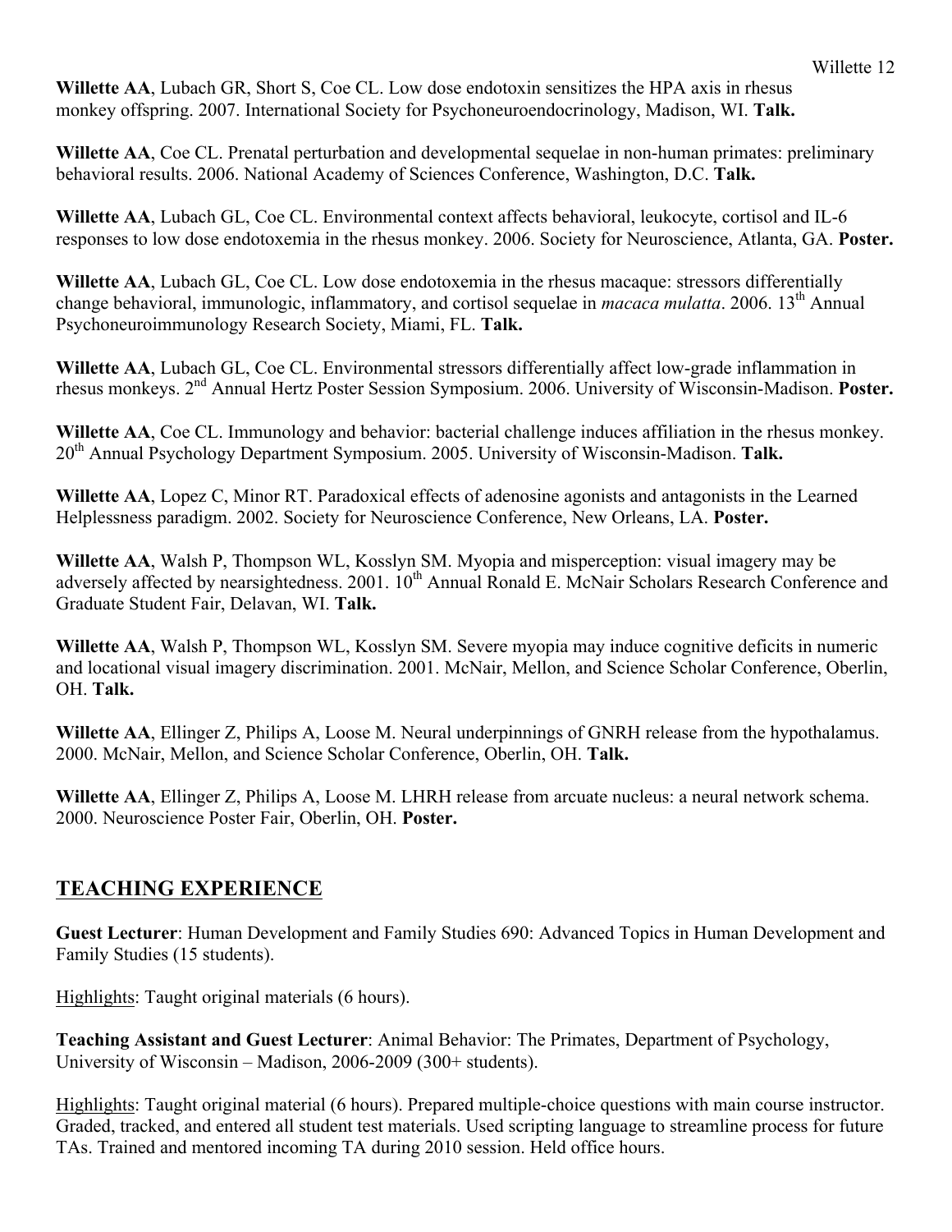**Willette AA**, Lubach GR, Short S, Coe CL. Low dose endotoxin sensitizes the HPA axis in rhesus monkey offspring. 2007. International Society for Psychoneuroendocrinology, Madison, WI. **Talk.**

**Willette AA**, Coe CL. Prenatal perturbation and developmental sequelae in non-human primates: preliminary behavioral results. 2006. National Academy of Sciences Conference, Washington, D.C. **Talk.**

**Willette AA**, Lubach GL, Coe CL. Environmental context affects behavioral, leukocyte, cortisol and IL-6 responses to low dose endotoxemia in the rhesus monkey. 2006. Society for Neuroscience, Atlanta, GA. **Poster.**

**Willette AA**, Lubach GL, Coe CL. Low dose endotoxemia in the rhesus macaque: stressors differentially change behavioral, immunologic, inflammatory, and cortisol sequelae in *macaca mulatta*. 2006. 13th Annual Psychoneuroimmunology Research Society, Miami, FL. **Talk.**

**Willette AA**, Lubach GL, Coe CL. Environmental stressors differentially affect low-grade inflammation in rhesus monkeys. 2nd Annual Hertz Poster Session Symposium. 2006. University of Wisconsin-Madison. **Poster.**

**Willette AA**, Coe CL. Immunology and behavior: bacterial challenge induces affiliation in the rhesus monkey. 20th Annual Psychology Department Symposium. 2005. University of Wisconsin-Madison. **Talk.**

**Willette AA**, Lopez C, Minor RT. Paradoxical effects of adenosine agonists and antagonists in the Learned Helplessness paradigm. 2002. Society for Neuroscience Conference, New Orleans, LA. **Poster.**

**Willette AA**, Walsh P, Thompson WL, Kosslyn SM. Myopia and misperception: visual imagery may be adversely affected by nearsightedness. 2001. 10th Annual Ronald E. McNair Scholars Research Conference and Graduate Student Fair, Delavan, WI. **Talk.**

**Willette AA**, Walsh P, Thompson WL, Kosslyn SM. Severe myopia may induce cognitive deficits in numeric and locational visual imagery discrimination. 2001. McNair, Mellon, and Science Scholar Conference, Oberlin, OH. **Talk.**

**Willette AA**, Ellinger Z, Philips A, Loose M. Neural underpinnings of GNRH release from the hypothalamus. 2000. McNair, Mellon, and Science Scholar Conference, Oberlin, OH. **Talk.**

**Willette AA**, Ellinger Z, Philips A, Loose M. LHRH release from arcuate nucleus: a neural network schema. 2000. Neuroscience Poster Fair, Oberlin, OH. **Poster.**

## TEACHING EXPERIENCE

**Guest Lecturer**: Human Development and Family Studies 690: Advanced Topics in Human Development and Family Studies (15 students).

Highlights: Taught original materials (6 hours).

**Teaching Assistant and Guest Lecturer**: Animal Behavior: The Primates, Department of Psychology, University of Wisconsin – Madison, 2006-2009 (300+ students).

Highlights: Taught original material (6 hours). Prepared multiple-choice questions with main course instructor. Graded, tracked, and entered all student test materials. Used scripting language to streamline process for future TAs. Trained and mentored incoming TA during 2010 session. Held office hours.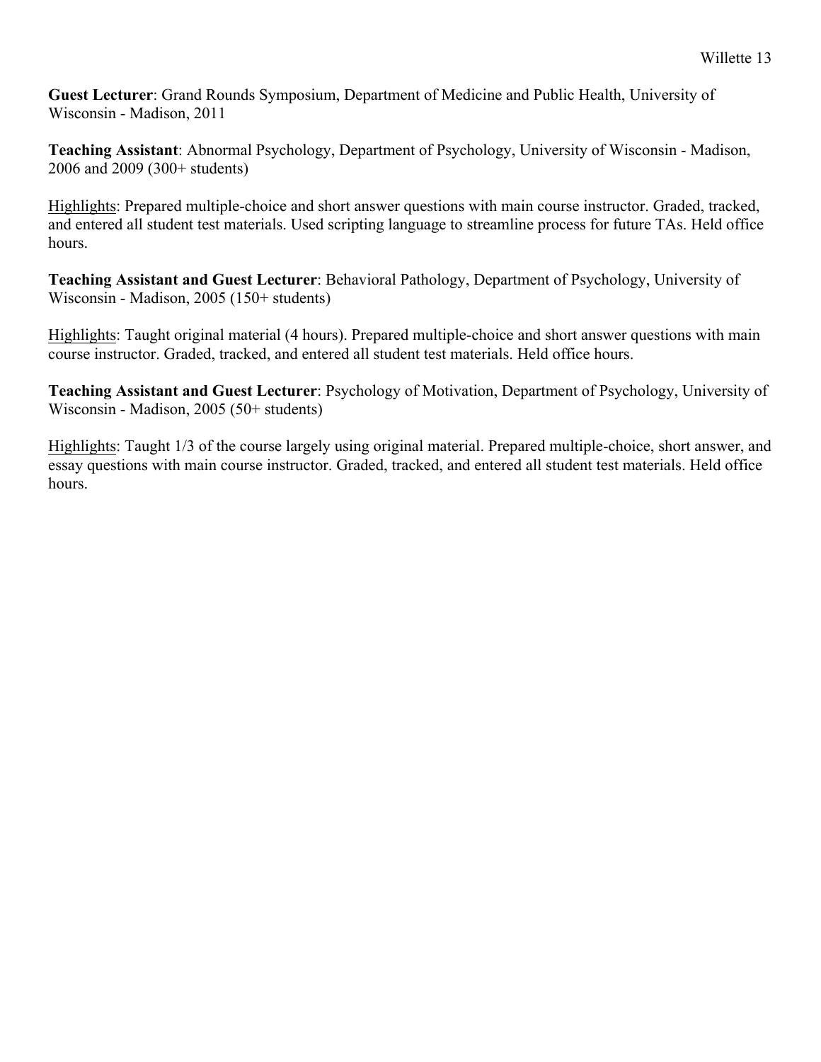**Guest Lecturer**: Grand Rounds Symposium, Department of Medicine and Public Health, University of Wisconsin - Madison, 2011

**Teaching Assistant**: Abnormal Psychology, Department of Psychology, University of Wisconsin - Madison, 2006 and 2009 (300+ students)

<u>Highlights</u>: Prepared multiple-choice and short answer questions with main course instructor. Graded, tracked, and entered all student test materials. Used scripting language to streamline process for future TAs. Held office hours.

**Teaching Assistant and Guest Lecturer**: Behavioral Pathology, Department of Psychology, University of Wisconsin - Madison, 2005 (150+ students)

<u>Highlights</u>: Taught original material (4 hours). Prepared multiple-choice and short answer questions with main course instructor. Graded, tracked, and entered all student test materials. Held office hours.

**Teaching Assistant and Guest Lecturer**: Psychology of Motivation, Department of Psychology, University of Wisconsin - Madison, 2005 (50+ students)

<u>Highlights</u>: Taught 1/3 of the course largely using original material. Prepared multiple-choice, short answer, and essay questions with main course instructor. Graded, tracked, and entered all student test materials. Held office hours.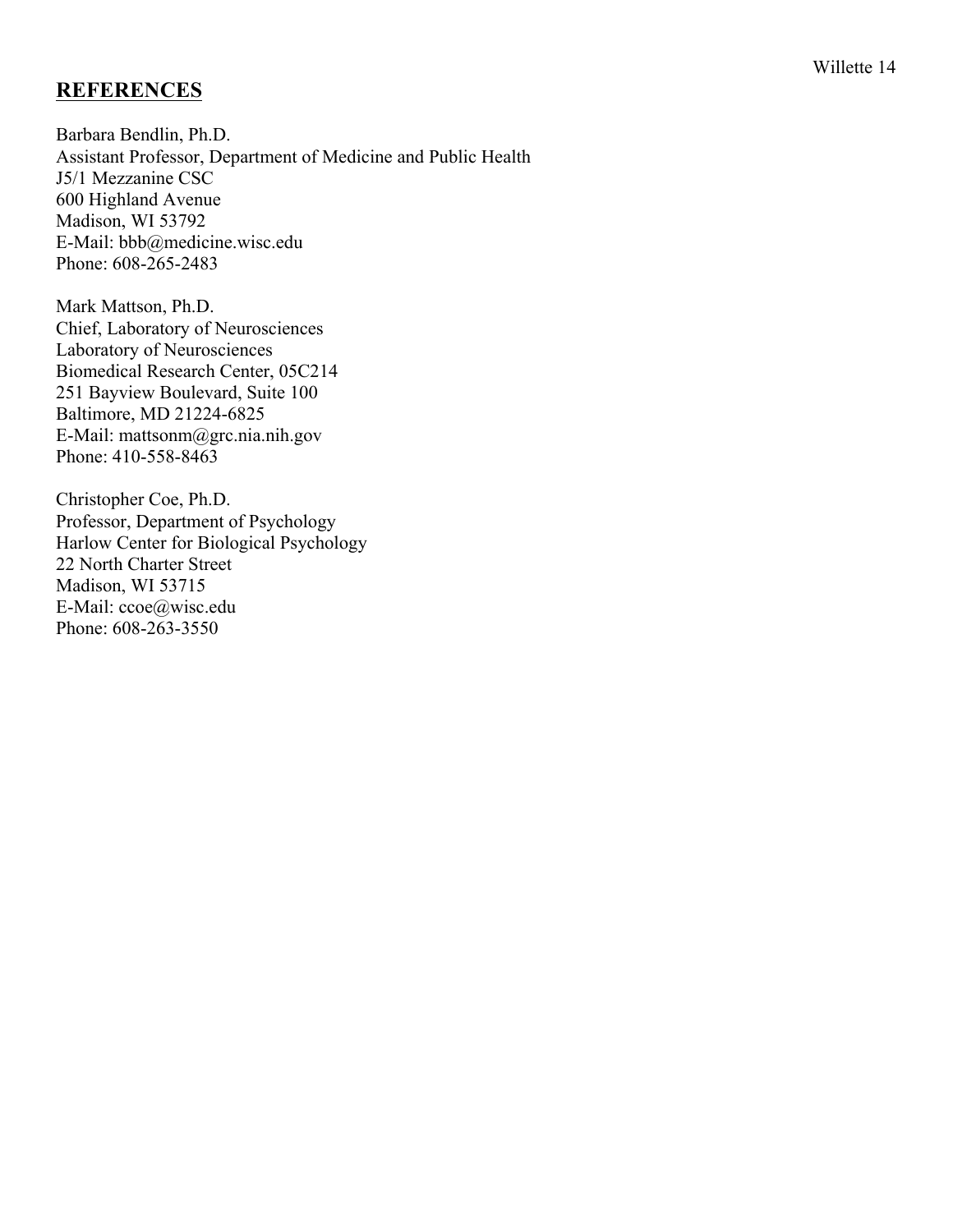## **REFERENCES**

Barbara Bendlin, Ph.D.
Assistant Professor, Department of Medicine and Public Health
J5/1 Mezzanine CSC
600 Highland Avenue
Madison, WI 53792
E-Mail: bbb@medicine.wisc.edu
Phone: 608-265-2483

Mark Mattson, Ph.D.
Chief, Laboratory of Neurosciences
Laboratory of Neurosciences
Biomedical Research Center, 05C214
251 Bayview Boulevard, Suite 100
Baltimore, MD 21224-6825
E-Mail: mattsonm@grc.nia.nih.gov
Phone: 410-558-8463

Christopher Coe, Ph.D.
Professor, Department of Psychology
Harlow Center for Biological Psychology
22 North Charter Street
Madison, WI 53715
E-Mail: ccoe@wisc.edu
Phone: 608-263-3550